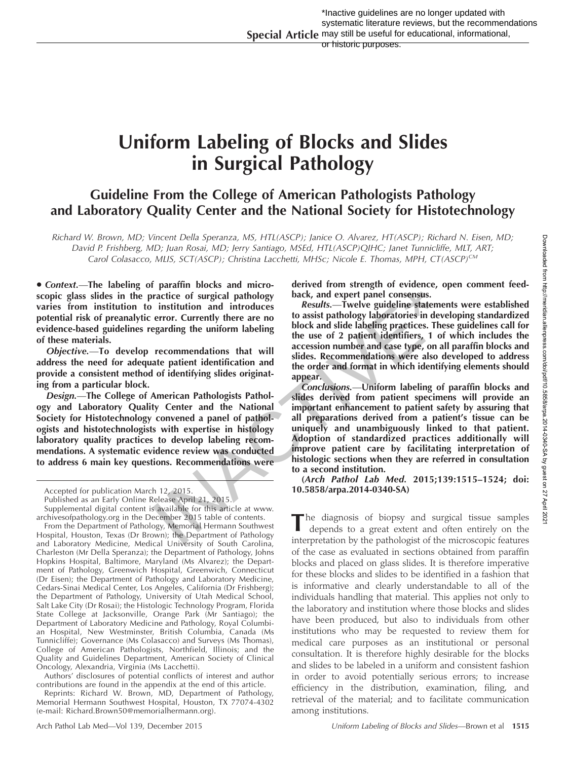*Inactive guidelines are no longer updated with systematic literature reviews, but the recommendations may still be useful for educational, informational, or historic purposes.

Special Article

# Uniform Labeling of Blocks and Slides in Surgical Pathology

## Guideline From the College of American Pathologists Pathology and Laboratory Quality Center and the National Society for Histotechnology

*Richard W. Brown, MD; Vincent Della Speranza, MS, HTL(ASCP); Janice O. Alvarez, HT(ASCP); Richard N. Eisen, MD; David P. Frishberg, MD; Juan Rosai, MD; Jerry Santiago, MSEd, HTL(ASCP)QIHC; Janet Tunnicliffe, MLT, ART; Carol Colasacco, MLIS, SCT(ASCP); Christina Lacchetti, MHSc; Nicole E. Thomas, MPH, CT(ASCP)[CM]*

**• *Context.*—The labeling of paraffin blocks and microscopic glass slides in the practice of surgical pathology varies from institution to institution and introduces potential risk of preanalytic error. Currently there are no evidence-based guidelines regarding the uniform labeling of these materials.**

***Objective.*—To develop recommendations that will address the need for adequate patient identification and provide a consistent method of identifying slides originating from a particular block.**

***Design.*—The College of American Pathologists Pathology and Laboratory Quality Center and the National Society for Histotechnology convened a panel of pathologists and histotechnologists with expertise in histology laboratory quality practices to develop labeling recommendations. A systematic evidence review was conducted to address 6 main key questions. Recommendations were derived from strength of evidence, open comment feedback, and expert panel consensus.**

***Results.*—Twelve guideline statements were established to assist pathology laboratories in developing standardized block and slide labeling practices. These guidelines call for the use of 2 patient identifiers, 1 of which includes the accession number and case type, on all paraffin blocks and slides. Recommendations were also developed to address the order and format in which identifying elements should appear.**

***Conclusions.*—Uniform labeling of paraffin blocks and slides derived from patient specimens will provide an important enhancement to patient safety by assuring that all preparations derived from a patient's tissue can be uniquely and unambiguously linked to that patient. Adoption of standardized practices additionally will improve patient care by facilitating interpretation of histologic sections when they are referred in consultation to a second institution.**

**(*Arch Pathol Lab Med.* 2015;139:1515–1524; doi: 10.5858/arpa.2014-0340-SA)**

The diagnosis of biopsy and surgical tissue samples depends to a great extent and often entirely on the interpretation by the pathologist of the microscopic features of the case as evaluated in sections obtained from paraffin blocks and placed on glass slides. It is therefore imperative for these blocks and slides to be identified in a fashion that is informative and clearly understandable to all of the individuals handling that material. This applies not only to the laboratory and institution where those blocks and slides have been produced, but also to individuals from other institutions who may be requested to review them for medical care purposes as an institutional or personal consultation. It is therefore highly desirable for the blocks and slides to be labeled in a uniform and consistent fashion in order to avoid potentially serious errors; to increase efficiency in the distribution, examination, filing, and retrieval of the material; and to facilitate communication among institutions.

---

Accepted for publication March 12, 2015.

Published as an Early Online Release April 21, 2015.

Supplemental digital content is available for this article at www.archivesofpathology.org in the December 2015 table of contents.

From the Department of Pathology, Memorial Hermann Southwest Hospital, Houston, Texas (Dr Brown); the Department of Pathology and Laboratory Medicine, Medical University of South Carolina, Charleston (Mr Della Speranza); the Department of Pathology, Johns Hopkins Hospital, Baltimore, Maryland (Ms Alvarez); the Department of Pathology, Greenwich Hospital, Greenwich, Connecticut (Dr Eisen); the Department of Pathology and Laboratory Medicine, Cedars-Sinai Medical Center, Los Angeles, California (Dr Frishberg); the Department of Pathology, University of Utah Medical School, Salt Lake City (Dr Rosai); the Histologic Technology Program, Florida State College at Jacksonville, Orange Park (Mr Santiago); the Department of Laboratory Medicine and Pathology, Royal Columbian Hospital, New Westminster, British Columbia, Canada (Ms Tunnicliffe); Governance (Ms Colasacco) and Surveys (Ms Thomas), College of American Pathologists, Northfield, Illinois; and the Quality and Guidelines Department, American Society of Clinical Oncology, Alexandria, Virginia (Ms Lacchetti).

Authors' disclosures of potential conflicts of interest and author contributions are found in the appendix at the end of this article.

Reprints: Richard W. Brown, MD, Department of Pathology, Memorial Hermann Southwest Hospital, Houston, TX 77074-4302 (e-mail: Richard.Brown50@memorialhermann.org).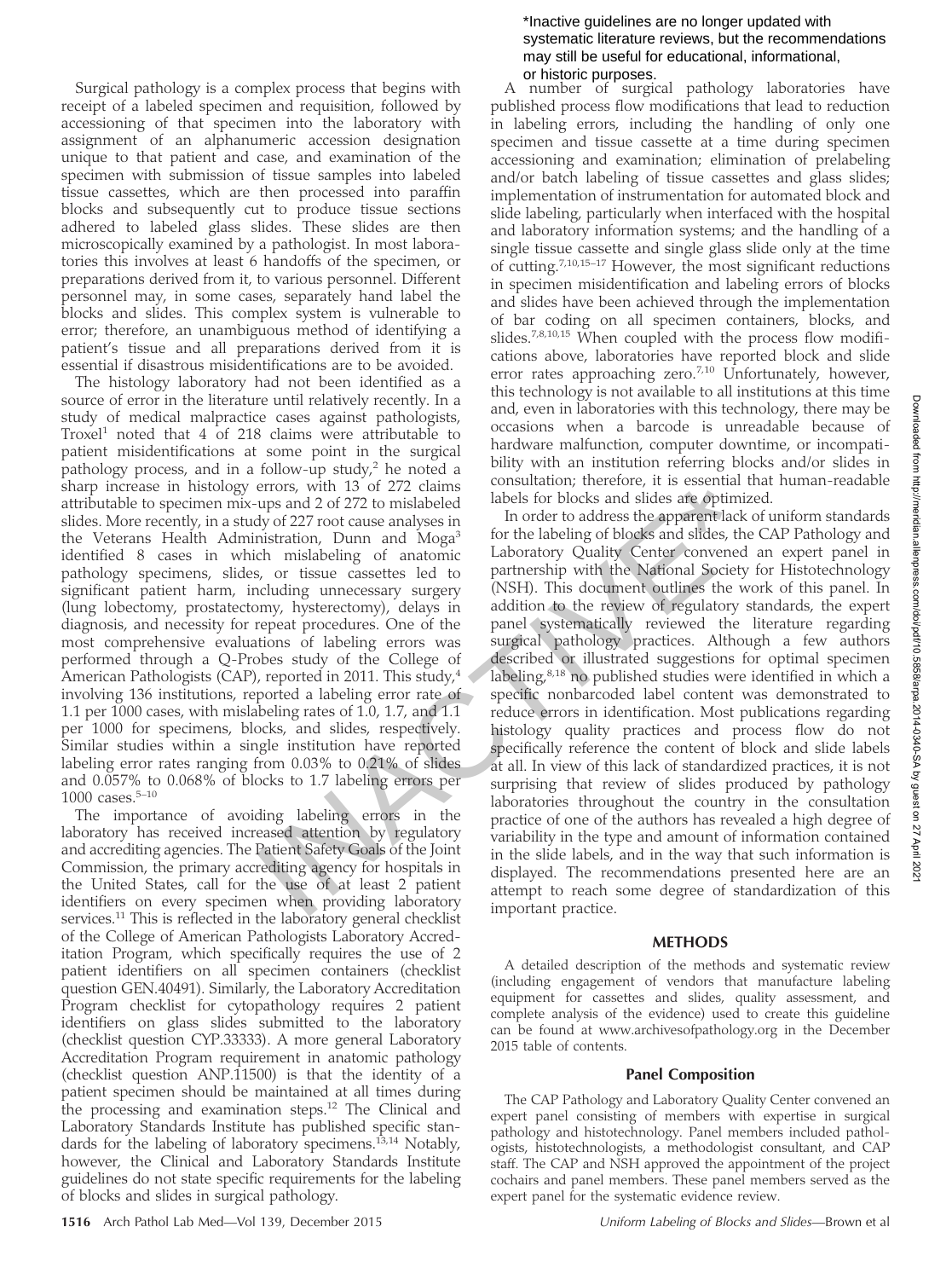Surgical pathology is a complex process that begins with receipt of a labeled specimen and requisition, followed by accessioning of that specimen into the laboratory with assignment of an alphanumeric accession designation unique to that patient and case, and examination of the specimen with submission of tissue samples into labeled tissue cassettes, which are then processed into paraffin blocks and subsequently cut to produce tissue sections adhered to labeled glass slides. These slides are then microscopically examined by a pathologist. In most laboratories this involves at least 6 handoffs of the specimen, or preparations derived from it, to various personnel. Different personnel may, in some cases, separately hand label the blocks and slides. This complex system is vulnerable to error; therefore, an unambiguous method of identifying a patient's tissue and all preparations derived from it is essential if disastrous misidentifications are to be avoided.

The histology laboratory had not been identified as a source of error in the literature until relatively recently. In a study of medical malpractice cases against pathologists, Troxel[1] noted that 4 of 218 claims were attributable to patient misidentifications at some point in the surgical pathology process, and in a follow-up study,[2] he noted a sharp increase in histology errors, with 13 of 272 claims attributable to specimen mix-ups and 2 of 272 to mislabeled slides. More recently, in a study of 227 root cause analyses in the Veterans Health Administration, Dunn and Moga[3] identified 8 cases in which mislabeling of anatomic pathology specimens, slides, or tissue cassettes led to significant patient harm, including unnecessary surgery (lung lobectomy, prostatectomy, hysterectomy), delays in diagnosis, and necessity for repeat procedures. One of the most comprehensive evaluations of labeling errors was performed through a Q-Probes study of the College of American Pathologists (CAP), reported in 2011. This study,[4] involving 136 institutions, reported a labeling error rate of 1.1 per 1000 cases, with mislabeling rates of 1.0, 1.7, and 1.1 per 1000 for specimens, blocks, and slides, respectively. Similar studies within a single institution have reported labeling error rates ranging from 0.03% to 0.21% of slides and 0.057% to 0.068% of blocks to 1.7 labeling errors per 1000 cases.[5–10]

The importance of avoiding labeling errors in the laboratory has received increased attention by regulatory and accrediting agencies. The Patient Safety Goals of the Joint Commission, the primary accrediting agency for hospitals in the United States, call for the use of at least 2 patient identifiers on every specimen when providing laboratory services.[11] This is reflected in the laboratory general checklist of the College of American Pathologists Laboratory Accreditation Program, which specifically requires the use of 2 patient identifiers on all specimen containers (checklist question GEN.40491). Similarly, the Laboratory Accreditation Program checklist for cytopathology requires 2 patient identifiers on glass slides submitted to the laboratory (checklist question CYP.33333). A more general Laboratory Accreditation Program requirement in anatomic pathology (checklist question ANP.11500) is that the identity of a patient specimen should be maintained at all times during the processing and examination steps.[12] The Clinical and Laboratory Standards Institute has published specific standards for the labeling of laboratory specimens.[13,14] Notably, however, the Clinical and Laboratory Standards Institute guidelines do not state specific requirements for the labeling of blocks and slides in surgical pathology.

A number of surgical pathology laboratories have published process flow modifications that lead to reduction in labeling errors, including the handling of only one specimen and tissue cassette at a time during specimen accessioning and examination; elimination of prelabeling and/or batch labeling of tissue cassettes and glass slides; implementation of instrumentation for automated block and slide labeling, particularly when interfaced with the hospital and laboratory information systems; and the handling of a single tissue cassette and single glass slide only at the time of cutting.[7,10,15–17] However, the most significant reductions in specimen misidentification and labeling errors of blocks and slides have been achieved through the implementation of bar coding on all specimen containers, blocks, and slides.[7,8,10,15] When coupled with the process flow modifications above, laboratories have reported block and slide error rates approaching zero.[7,10] Unfortunately, however, this technology is not available to all institutions at this time and, even in laboratories with this technology, there may be occasions when a barcode is unreadable because of hardware malfunction, computer downtime, or incompatibility with an institution referring blocks and/or slides in consultation; therefore, it is essential that human-readable labels for blocks and slides are optimized.

In order to address the apparent lack of uniform standards for the labeling of blocks and slides, the CAP Pathology and Laboratory Quality Center convened an expert panel in partnership with the National Society for Histotechnology (NSH). This document outlines the work of this panel. In addition to the review of regulatory standards, the expert panel systematically reviewed the literature regarding surgical pathology practices. Although a few authors described or illustrated suggestions for optimal specimen labeling,[8,18] no published studies were identified in which a specific nonbarcoded label content was demonstrated to reduce errors in identification. Most publications regarding histology quality practices and process flow do not specifically reference the content of block and slide labels at all. In view of this lack of standardized practices, it is not surprising that review of slides produced by pathology laboratories throughout the country in the consultation practice of one of the authors has revealed a high degree of variability in the type and amount of information contained in the slide labels, and in the way that such information is displayed. The recommendations presented here are an attempt to reach some degree of standardization of this important practice.

## METHODS

A detailed description of the methods and systematic review (including engagement of vendors that manufacture labeling equipment for cassettes and slides, quality assessment, and complete analysis of the evidence) used to create this guideline can be found at www.archivesofpathology.org in the December 2015 table of contents.

### Panel Composition

The CAP Pathology and Laboratory Quality Center convened an expert panel consisting of members with expertise in surgical pathology and histotechnology. Panel members included pathologists, histotechnologists, a methodologist consultant, and CAP staff. The CAP and NSH approved the appointment of the project cochairs and panel members. These panel members served as the expert panel for the systematic evidence review.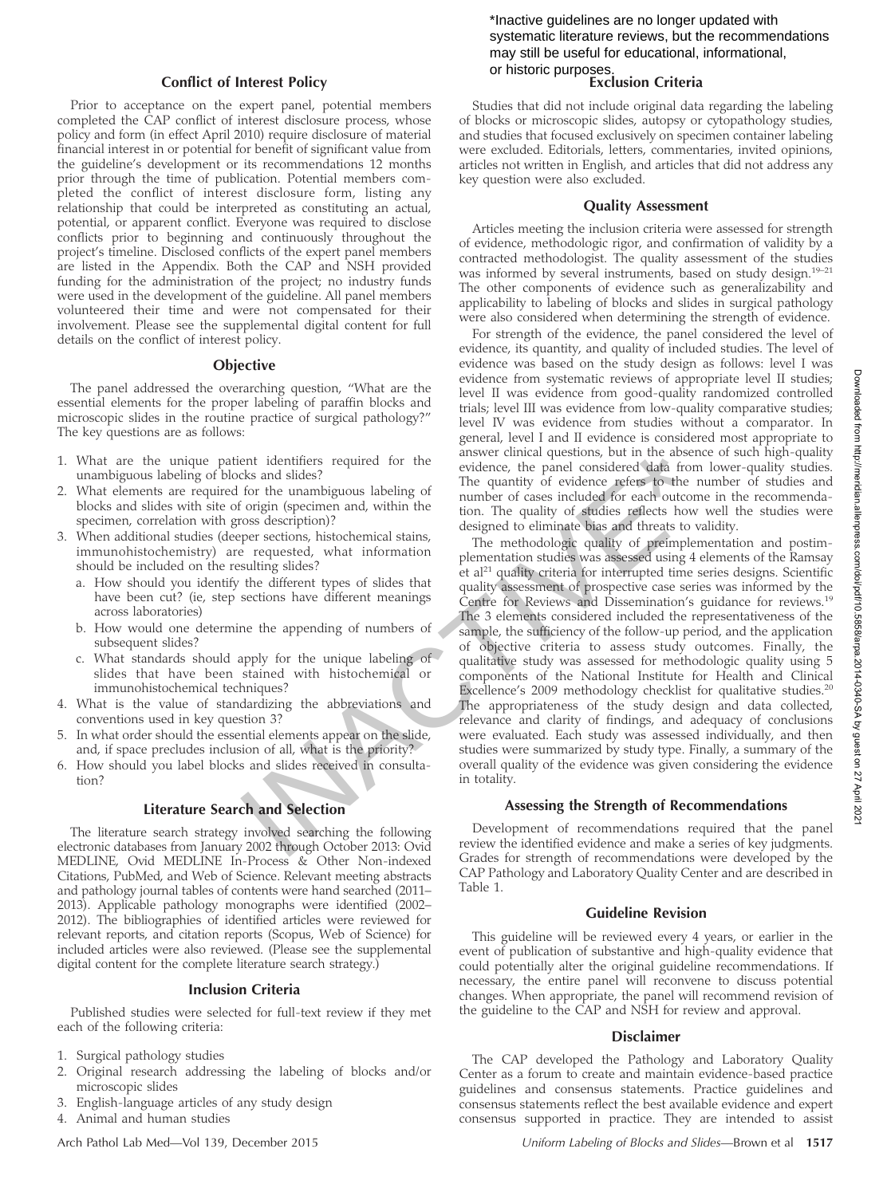*Inactive guidelines are no longer updated with systematic literature reviews, but the recommendations may still be useful for educational, informational, or historic purposes.

## Conflict of Interest Policy

Prior to acceptance on the expert panel, potential members completed the CAP conflict of interest disclosure process, whose policy and form (in effect April 2010) require disclosure of material financial interest in or potential for benefit of significant value from the guideline's development or its recommendations 12 months prior through the time of publication. Potential members completed the conflict of interest disclosure form, listing any relationship that could be interpreted as constituting an actual, potential, or apparent conflict. Everyone was required to disclose conflicts prior to beginning and continuously throughout the project's timeline. Disclosed conflicts of the expert panel members are listed in the Appendix. Both the CAP and NSH provided funding for the administration of the project; no industry funds were used in the development of the guideline. All panel members volunteered their time and were not compensated for their involvement. Please see the supplemental digital content for full details on the conflict of interest policy.

## Objective

The panel addressed the overarching question, "What are the essential elements for the proper labeling of paraffin blocks and microscopic slides in the routine practice of surgical pathology?" The key questions are as follows:

1. What are the unique patient identifiers required for the unambiguous labeling of blocks and slides?
2. What elements are required for the unambiguous labeling of blocks and slides with site of origin (specimen and, within the specimen, correlation with gross description)?
3. When additional studies (deeper sections, histochemical stains, immunohistochemistry) are requested, what information should be included on the resulting slides?
   a. How should you identify the different types of slides that have been cut? (ie, step sections have different meanings across laboratories)
   b. How would one determine the appending of numbers of subsequent slides?
   c. What standards should apply for the unique labeling of slides that have been stained with histochemical or immunohistochemical techniques?
4. What is the value of standardizing the abbreviations and conventions used in key question 3?
5. In what order should the essential elements appear on the slide, and, if space precludes inclusion of all, what is the priority?
6. How should you label blocks and slides received in consultation?

## Literature Search and Selection

The literature search strategy involved searching the following electronic databases from January 2002 through October 2013: Ovid MEDLINE, Ovid MEDLINE In-Process & Other Non-indexed Citations, PubMed, and Web of Science. Relevant meeting abstracts and pathology journal tables of contents were hand searched (2011–2013). Applicable pathology monographs were identified (2002–2012). The bibliographies of identified articles were reviewed for relevant reports, and citation reports (Scopus, Web of Science) for included articles were also reviewed. (Please see the supplemental digital content for the complete literature search strategy.)

## Inclusion Criteria

Published studies were selected for full-text review if they met each of the following criteria:

1. Surgical pathology studies
2. Original research addressing the labeling of blocks and/or microscopic slides
3. English-language articles of any study design
4. Animal and human studies

## Exclusion Criteria

Studies that did not include original data regarding the labeling of blocks or microscopic slides, autopsy or cytopathology studies, and studies that focused exclusively on specimen container labeling were excluded. Editorials, letters, commentaries, invited opinions, articles not written in English, and articles that did not address any key question were also excluded.

## Quality Assessment

Articles meeting the inclusion criteria were assessed for strength of evidence, methodologic rigor, and confirmation of validity by a contracted methodologist. The quality assessment of the studies was informed by several instruments, based on study design.[19–21] The other components of evidence such as generalizability and applicability to labeling of blocks and slides in surgical pathology were also considered when determining the strength of evidence.

For strength of the evidence, the panel considered the level of evidence, its quantity, and quality of included studies. The level of evidence was based on the study design as follows: level I was evidence from systematic reviews of appropriate level II studies; level II was evidence from good-quality randomized controlled trials; level III was evidence from low-quality comparative studies; level IV was evidence from studies without a comparator. In general, level I and II evidence is considered most appropriate to answer clinical questions, but in the absence of such high-quality evidence, the panel considered data from lower-quality studies. The quantity of evidence refers to the number of studies and number of cases included for each outcome in the recommendation. The quality of studies reflects how well the studies were designed to eliminate bias and threats to validity.

The methodologic quality of preimplementation and postimplementation studies was assessed using 4 elements of the Ramsay et al[21] quality criteria for interrupted time series designs. Scientific quality assessment of prospective case series was informed by the Centre for Reviews and Dissemination's guidance for reviews.[19] The 3 elements considered included the representativeness of the sample, the sufficiency of the follow-up period, and the application of objective criteria to assess study outcomes. Finally, the qualitative study was assessed for methodologic quality using 5 components of the National Institute for Health and Clinical Excellence's 2009 methodology checklist for qualitative studies.[20] The appropriateness of the study design and data collected, relevance and clarity of findings, and adequacy of conclusions were evaluated. Each study was assessed individually, and then studies were summarized by study type. Finally, a summary of the overall quality of the evidence was given considering the evidence in totality.

## Assessing the Strength of Recommendations

Development of recommendations required that the panel review the identified evidence and make a series of key judgments. Grades for strength of recommendations were developed by the CAP Pathology and Laboratory Quality Center and are described in Table 1.

## Guideline Revision

This guideline will be reviewed every 4 years, or earlier in the event of publication of substantive and high-quality evidence that could potentially alter the original guideline recommendations. If necessary, the entire panel will reconvene to discuss potential changes. When appropriate, the panel will recommend revision of the guideline to the CAP and NSH for review and approval.

## Disclaimer

The CAP developed the Pathology and Laboratory Quality Center as a forum to create and maintain evidence-based practice guidelines and consensus statements. Practice guidelines and consensus statements reflect the best available evidence and expert consensus supported in practice. They are intended to assist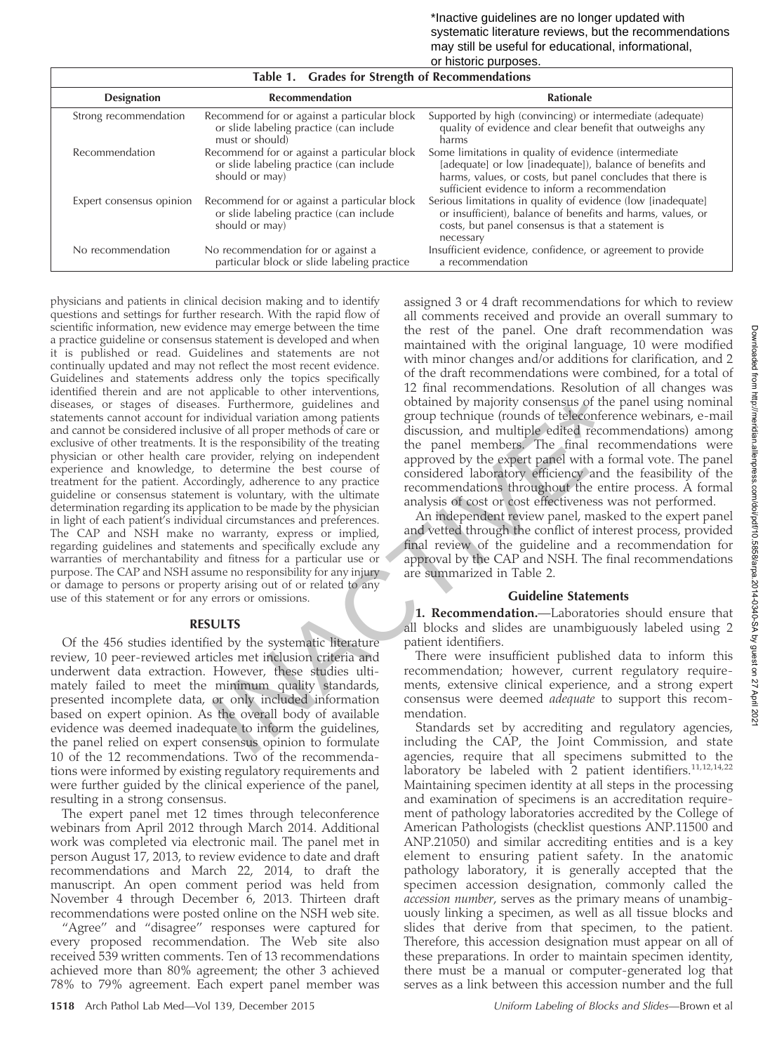\*Inactive guidelines are no longer updated with systematic literature reviews, but the recommendations may still be useful for educational, informational, or historic purposes.

**Table 1. Grades for Strength of Recommendations**

| Designation | Recommendation | Rationale |
|---|---|---|
| Strong recommendation | Recommend for or against a particular block or slide labeling practice (can include must or should) | Supported by high (convincing) or intermediate (adequate) quality of evidence and clear benefit that outweighs any harms |
| Recommendation | Recommend for or against a particular block or slide labeling practice (can include should or may) | Some limitations in quality of evidence (intermediate [adequate] or low [inadequate]), balance of benefits and harms, values, or costs, but panel concludes that there is sufficient evidence to inform a recommendation |
| Expert consensus opinion | Recommend for or against a particular block or slide labeling practice (can include should or may) | Serious limitations in quality of evidence (low [inadequate] or insufficient), balance of benefits and harms, values, or costs, but panel consensus is that a statement is necessary |
| No recommendation | No recommendation for or against a particular block or slide labeling practice | Insufficient evidence, confidence, or agreement to provide a recommendation |

physicians and patients in clinical decision making and to identify questions and settings for further research. With the rapid flow of scientific information, new evidence may emerge between the time a practice guideline or consensus statement is developed and when it is published or read. Guidelines and statements are not continually updated and may not reflect the most recent evidence. Guidelines and statements address only the topics specifically identified therein and are not applicable to other interventions, diseases, or stages of diseases. Furthermore, guidelines and statements cannot account for individual variation among patients and cannot be considered inclusive of all proper methods of care or exclusive of other treatments. It is the responsibility of the treating physician or other health care provider, relying on independent experience and knowledge, to determine the best course of treatment for the patient. Accordingly, adherence to any practice guideline or consensus statement is voluntary, with the ultimate determination regarding its application to be made by the physician in light of each patient's individual circumstances and preferences. The CAP and NSH make no warranty, express or implied, regarding guidelines and statements and specifically exclude any warranties of merchantability and fitness for a particular use or purpose. The CAP and NSH assume no responsibility for any injury or damage to persons or property arising out of or related to any use of this statement or for any errors or omissions.

## RESULTS

Of the 456 studies identified by the systematic literature review, 10 peer-reviewed articles met inclusion criteria and underwent data extraction. However, these studies ultimately failed to meet the minimum quality standards, presented incomplete data, or only included information based on expert opinion. As the overall body of available evidence was deemed inadequate to inform the guidelines, the panel relied on expert consensus opinion to formulate 10 of the 12 recommendations. Two of the recommendations were informed by existing regulatory requirements and were further guided by the clinical experience of the panel, resulting in a strong consensus.

The expert panel met 12 times through teleconference webinars from April 2012 through March 2014. Additional work was completed via electronic mail. The panel met in person August 17, 2013, to review evidence to date and draft recommendations and March 22, 2014, to draft the manuscript. An open comment period was held from November 4 through December 6, 2013. Thirteen draft recommendations were posted online on the NSH web site. "Agree" and "disagree" responses were captured for every proposed recommendation. The Web site also received 539 written comments. Ten of 13 recommendations achieved more than 80% agreement; the other 3 achieved 78% to 79% agreement. Each expert panel member was assigned 3 or 4 draft recommendations for which to review all comments received and provide an overall summary to the rest of the panel. One draft recommendation was maintained with the original language, 10 were modified with minor changes and/or additions for clarification, and 2 of the draft recommendations were combined, for a total of 12 final recommendations. Resolution of all changes was obtained by majority consensus of the panel using nominal group technique (rounds of teleconference webinars, e-mail discussion, and multiple edited recommendations) among the panel members. The final recommendations were approved by the expert panel with a formal vote. The panel considered laboratory efficiency and the feasibility of the recommendations throughout the entire process. A formal analysis of cost or cost effectiveness was not performed.

An independent review panel, masked to the expert panel and vetted through the conflict of interest process, provided final review of the guideline and a recommendation for approval by the CAP and NSH. The final recommendations are summarized in Table 2.

## Guideline Statements

**1. Recommendation.**—Laboratories should ensure that all blocks and slides are unambiguously labeled using 2 patient identifiers.

There were insufficient published data to inform this recommendation; however, current regulatory requirements, extensive clinical experience, and a strong expert consensus were deemed *adequate* to support this recommendation.

Standards set by accrediting and regulatory agencies, including the CAP, the Joint Commission, and state agencies, require that all specimens submitted to the laboratory be labeled with 2 patient identifiers.[11,12,14,22] Maintaining specimen identity at all steps in the processing and examination of specimens is an accreditation requirement of pathology laboratories accredited by the College of American Pathologists (checklist questions ANP.11500 and ANP.21050) and similar accrediting entities and is a key element to ensuring patient safety. In the anatomic pathology laboratory, it is generally accepted that the specimen accession designation, commonly called the *accession number*, serves as the primary means of unambiguously linking a specimen, as well as all tissue blocks and slides that derive from that specimen, to the patient. Therefore, this accession designation must appear on all of these preparations. In order to maintain specimen identity, there must be a manual or computer-generated log that serves as a link between this accession number and the full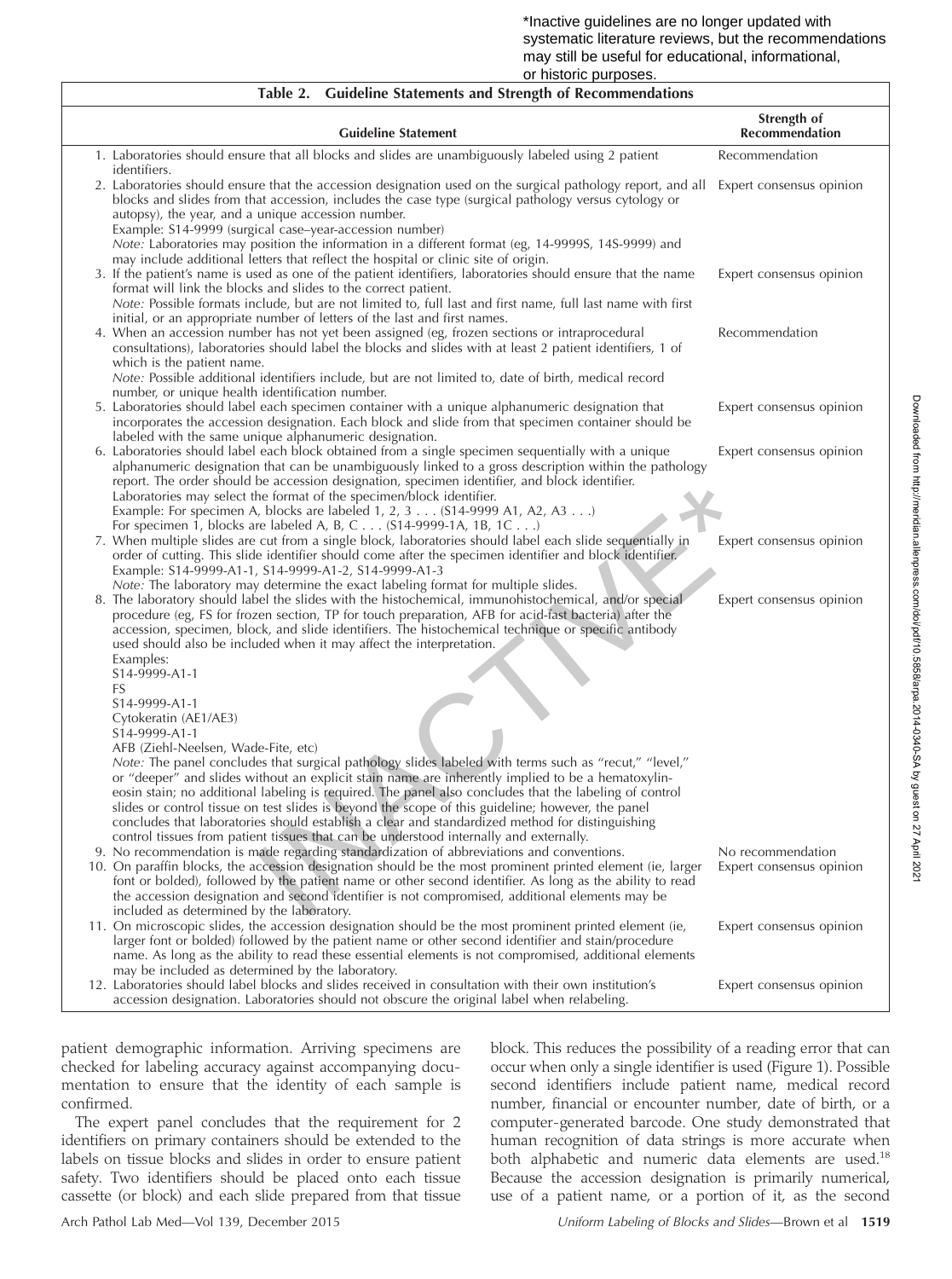*Inactive guidelines are no longer updated with systematic literature reviews, but the recommendations may still be useful for educational, informational, or historic purposes.

**Table 2. Guideline Statements and Strength of Recommendations**

| Guideline Statement | Strength of Recommendation |
|---|---|
| 1. Laboratories should ensure that all blocks and slides are unambiguously labeled using 2 patient identifiers. | Recommendation |
| 2. Laboratories should ensure that the accession designation used on the surgical pathology report, and all blocks and slides from that accession, includes the case type (surgical pathology versus cytology or autopsy), the year, and a unique accession number.<br>Example: S14-9999 (surgical case–year-accession number)<br>*Note:* Laboratories may position the information in a different format (eg, 14-9999S, 14S-9999) and may include additional letters that reflect the hospital or clinic site of origin. | Expert consensus opinion |
| 3. If the patient's name is used as one of the patient identifiers, laboratories should ensure that the name format will link the blocks and slides to the correct patient.<br>*Note:* Possible formats include, but are not limited to, full last and first name, full last name with first initial, or an appropriate number of letters of the last and first names. | Expert consensus opinion |
| 4. When an accession number has not yet been assigned (eg, frozen sections or intraprocedural consultations), laboratories should label the blocks and slides with at least 2 patient identifiers, 1 of which is the patient name.<br>*Note:* Possible additional identifiers include, but are not limited to, date of birth, medical record number, or unique health identification number. | Recommendation |
| 5. Laboratories should label each specimen container with a unique alphanumeric designation that incorporates the accession designation. Each block and slide from that specimen container should be labeled with the same unique alphanumeric designation. | Expert consensus opinion |
| 6. Laboratories should label each block obtained from a single specimen sequentially with a unique alphanumeric designation that can be unambiguously linked to a gross description within the pathology report. The order should be accession designation, specimen identifier, and block identifier. Laboratories may select the format of the specimen/block identifier.<br>Example: For specimen A, blocks are labeled 1, 2, 3 . . . (S14-9999 A1, A2, A3 . . .)<br>For specimen 1, blocks are labeled A, B, C . . . (S14-9999-1A, 1B, 1C . . .) | Expert consensus opinion |
| 7. When multiple slides are cut from a single block, laboratories should label each slide sequentially in order of cutting. This slide identifier should come after the specimen identifier and block identifier.<br>Example: S14-9999-A1-1, S14-9999-A1-2, S14-9999-A1-3<br>*Note:* The laboratory may determine the exact labeling format for multiple slides. | Expert consensus opinion |
| 8. The laboratory should label the slides with the histochemical, immunohistochemical, and/or special procedure (eg, FS for frozen section, TP for touch preparation, AFB for acid-fast bacteria) after the accession, specimen, block, and slide identifiers. The histochemical technique or specific antibody used should also be included when it may affect the interpretation.<br>Examples:<br>S14-9999-A1-1<br>FS<br>S14-9999-A1-1<br>Cytokeratin (AE1/AE3)<br>S14-9999-A1-1<br>AFB (Ziehl-Neelsen, Wade-Fite, etc)<br>*Note:* The panel concludes that surgical pathology slides labeled with terms such as "recut," "level," or "deeper" and slides without an explicit stain name are inherently implied to be a hematoxylin-eosin stain; no additional labeling is required. The panel also concludes that the labeling of control slides or control tissue on test slides is beyond the scope of this guideline; however, the panel concludes that laboratories should establish a clear and standardized method for distinguishing control tissues from patient tissues that can be understood internally and externally. | Expert consensus opinion |
| 9. No recommendation is made regarding standardization of abbreviations and conventions. | No recommendation |
| 10. On paraffin blocks, the accession designation should be the most prominent printed element (ie, larger font or bolded), followed by the patient name or other second identifier. As long as the ability to read the accession designation and second identifier is not compromised, additional elements may be included as determined by the laboratory. | Expert consensus opinion |
| 11. On microscopic slides, the accession designation should be the most prominent printed element (ie, larger font or bolded) followed by the patient name or other second identifier and stain/procedure name. As long as the ability to read these essential elements is not compromised, additional elements may be included as determined by the laboratory. | Expert consensus opinion |
| 12. Laboratories should label blocks and slides received in consultation with their own institution's accession designation. Laboratories should not obscure the original label when relabeling. | Expert consensus opinion |

patient demographic information. Arriving specimens are checked for labeling accuracy against accompanying documentation to ensure that the identity of each sample is confirmed.

The expert panel concludes that the requirement for 2 identifiers on primary containers should be extended to the labels on tissue blocks and slides in order to ensure patient safety. Two identifiers should be placed onto each tissue cassette (or block) and each slide prepared from that tissue block. This reduces the possibility of a reading error that can occur when only a single identifier is used (Figure 1). Possible second identifiers include patient name, medical record number, financial or encounter number, date of birth, or a computer-generated barcode. One study demonstrated that human recognition of data strings is more accurate when both alphabetic and numeric data elements are used.[18] Because the accession designation is primarily numerical, use of a patient name, or a portion of it, as the second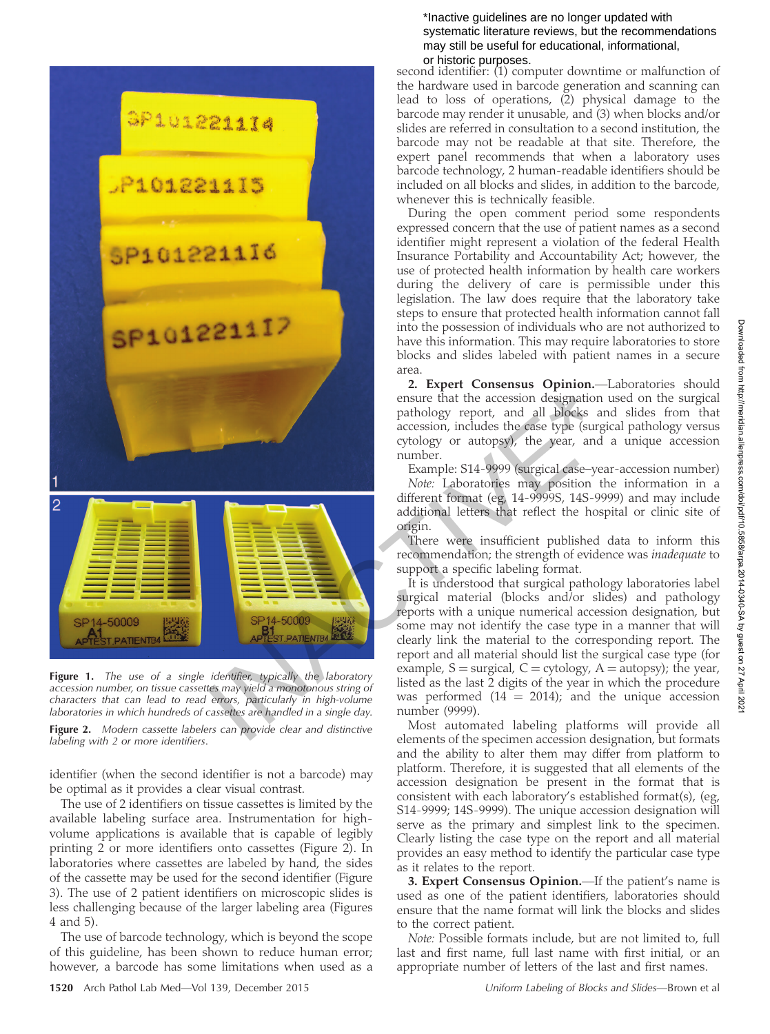*Inactive guidelines are no longer updated with systematic literature reviews, but the recommendations may still be useful for educational, informational, or historic purposes.

**Figure 1.** *The use of a single identifier, typically the laboratory accession number, on tissue cassettes may yield a monotonous string of characters that can lead to read errors, particularly in high-volume laboratories in which hundreds of cassettes are handled in a single day.*

**Figure 2.** *Modern cassette labelers can provide clear and distinctive labeling with 2 or more identifiers.*

identifier (when the second identifier is not a barcode) may be optimal as it provides a clear visual contrast.

The use of 2 identifiers on tissue cassettes is limited by the available labeling surface area. Instrumentation for high-volume applications is available that is capable of legibly printing 2 or more identifiers onto cassettes (Figure 2). In laboratories where cassettes are labeled by hand, the sides of the cassette may be used for the second identifier (Figure 3). The use of 2 patient identifiers on microscopic slides is less challenging because of the larger labeling area (Figures 4 and 5).

The use of barcode technology, which is beyond the scope of this guideline, has been shown to reduce human error; however, a barcode has some limitations when used as a second identifier: (1) computer downtime or malfunction of the hardware used in barcode generation and scanning can lead to loss of operations, (2) physical damage to the barcode may render it unusable, and (3) when blocks and/or slides are referred in consultation to a second institution, the barcode may not be readable at that site. Therefore, the expert panel recommends that when a laboratory uses barcode technology, 2 human-readable identifiers should be included on all blocks and slides, in addition to the barcode, whenever this is technically feasible.

During the open comment period some respondents expressed concern that the use of patient names as a second identifier might represent a violation of the federal Health Insurance Portability and Accountability Act; however, the use of protected health information by health care workers during the delivery of care is permissible under this legislation. The law does require that the laboratory take steps to ensure that protected health information cannot fall into the possession of individuals who are not authorized to have this information. This may require laboratories to store blocks and slides labeled with patient names in a secure area.

**2. Expert Consensus Opinion.**—Laboratories should ensure that the accession designation used on the surgical pathology report, and all blocks and slides from that accession, includes the case type (surgical pathology versus cytology or autopsy), the year, and a unique accession number.

Example: S14-9999 (surgical case–year-accession number)

*Note:* Laboratories may position the information in a different format (eg, 14-9999S, 14S-9999) and may include additional letters that reflect the hospital or clinic site of origin.

There were insufficient published data to inform this recommendation; the strength of evidence was *inadequate* to support a specific labeling format.

It is understood that surgical pathology laboratories label surgical material (blocks and/or slides) and pathology reports with a unique numerical accession designation, but some may not identify the case type in a manner that will clearly link the material to the corresponding report. The report and all material should list the surgical case type (for example, S = surgical, C = cytology, A = autopsy); the year, listed as the last 2 digits of the year in which the procedure was performed (14 = 2014); and the unique accession number (9999).

Most automated labeling platforms will provide all elements of the specimen accession designation, but formats and the ability to alter them may differ from platform to platform. Therefore, it is suggested that all elements of the accession designation be present in the format that is consistent with each laboratory's established format(s), (eg, S14-9999; 14S-9999). The unique accession designation will serve as the primary and simplest link to the specimen. Clearly listing the case type on the report and all material provides an easy method to identify the particular case type as it relates to the report.

**3. Expert Consensus Opinion.**—If the patient's name is used as one of the patient identifiers, laboratories should ensure that the name format will link the blocks and slides to the correct patient.

*Note:* Possible formats include, but are not limited to, full last and first name, full last name with first initial, or an appropriate number of letters of the last and first names.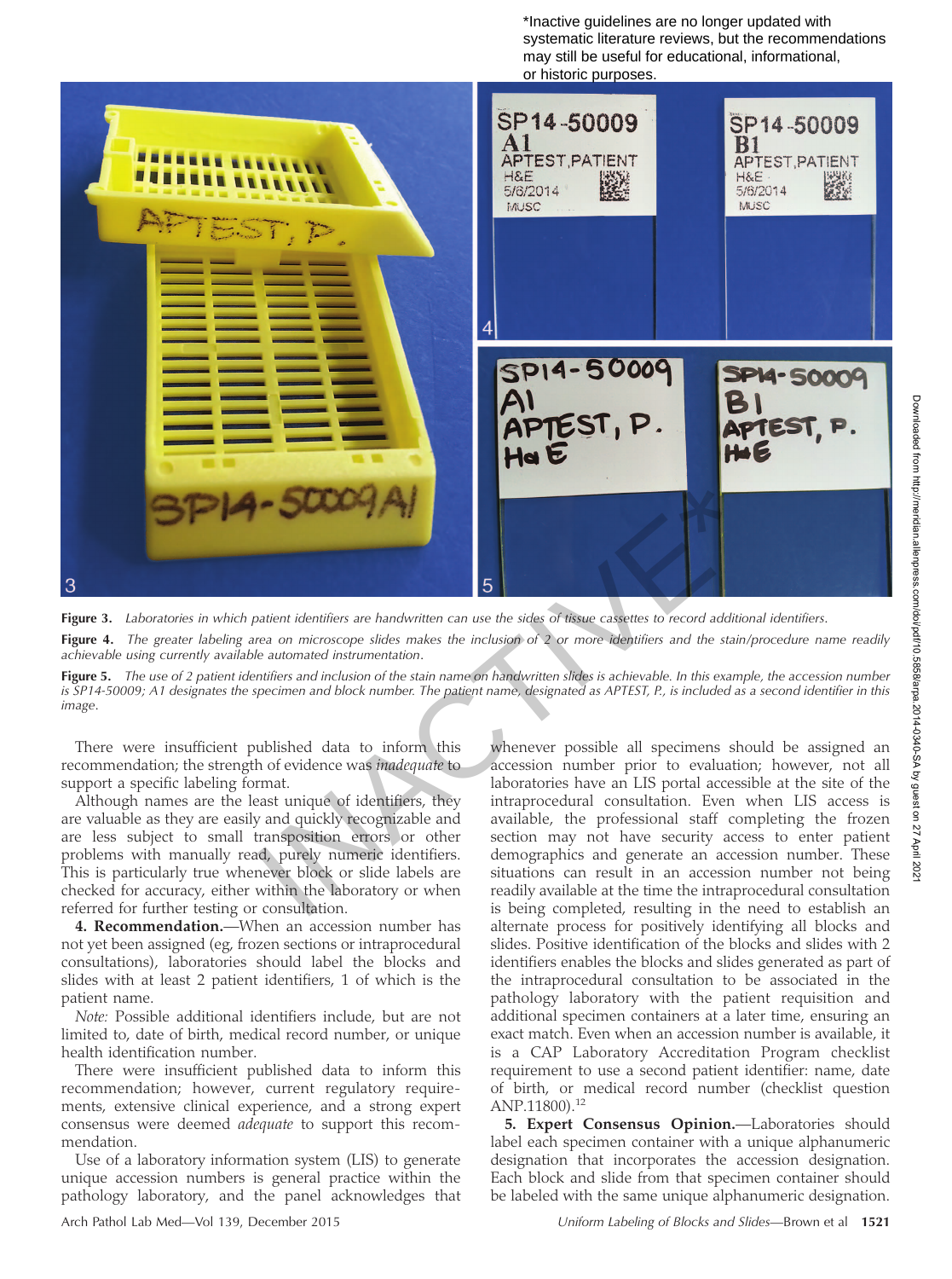*Inactive guidelines are no longer updated with systematic literature reviews, but the recommendations may still be useful for educational, informational, or historic purposes.

**Figure 3.** *Laboratories in which patient identifiers are handwritten can use the sides of tissue cassettes to record additional identifiers.*

**Figure 4.** *The greater labeling area on microscope slides makes the inclusion of 2 or more identifiers and the stain/procedure name readily achievable using currently available automated instrumentation.*

**Figure 5.** *The use of 2 patient identifiers and inclusion of the stain name on handwritten slides is achievable. In this example, the accession number is SP14-50009; A1 designates the specimen and block number. The patient name, designated as APTEST, P., is included as a second identifier in this image.*

There were insufficient published data to inform this recommendation; the strength of evidence was *inadequate* to support a specific labeling format.

Although names are the least unique of identifiers, they are valuable as they are easily and quickly recognizable and are less subject to small transposition errors or other problems with manually read, purely numeric identifiers. This is particularly true whenever block or slide labels are checked for accuracy, either within the laboratory or when referred for further testing or consultation.

**4. Recommendation.**—When an accession number has not yet been assigned (eg, frozen sections or intraprocedural consultations), laboratories should label the blocks and slides with at least 2 patient identifiers, 1 of which is the patient name.

*Note:* Possible additional identifiers include, but are not limited to, date of birth, medical record number, or unique health identification number.

There were insufficient published data to inform this recommendation; however, current regulatory requirements, extensive clinical experience, and a strong expert consensus were deemed *adequate* to support this recommendation.

Use of a laboratory information system (LIS) to generate unique accession numbers is general practice within the pathology laboratory, and the panel acknowledges that whenever possible all specimens should be assigned an accession number prior to evaluation; however, not all laboratories have an LIS portal accessible at the site of the intraprocedural consultation. Even when LIS access is available, the professional staff completing the frozen section may not have security access to enter patient demographics and generate an accession number. These situations can result in an accession number not being readily available at the time the intraprocedural consultation is being completed, resulting in the need to establish an alternate process for positively identifying all blocks and slides. Positive identification of the blocks and slides with 2 identifiers enables the blocks and slides generated as part of the intraprocedural consultation to be associated in the pathology laboratory with the patient requisition and additional specimen containers at a later time, ensuring an exact match. Even when an accession number is available, it is a CAP Laboratory Accreditation Program checklist requirement to use a second patient identifier: name, date of birth, or medical record number (checklist question ANP.11800).[12]

**5. Expert Consensus Opinion.**—Laboratories should label each specimen container with a unique alphanumeric designation that incorporates the accession designation. Each block and slide from that specimen container should be labeled with the same unique alphanumeric designation.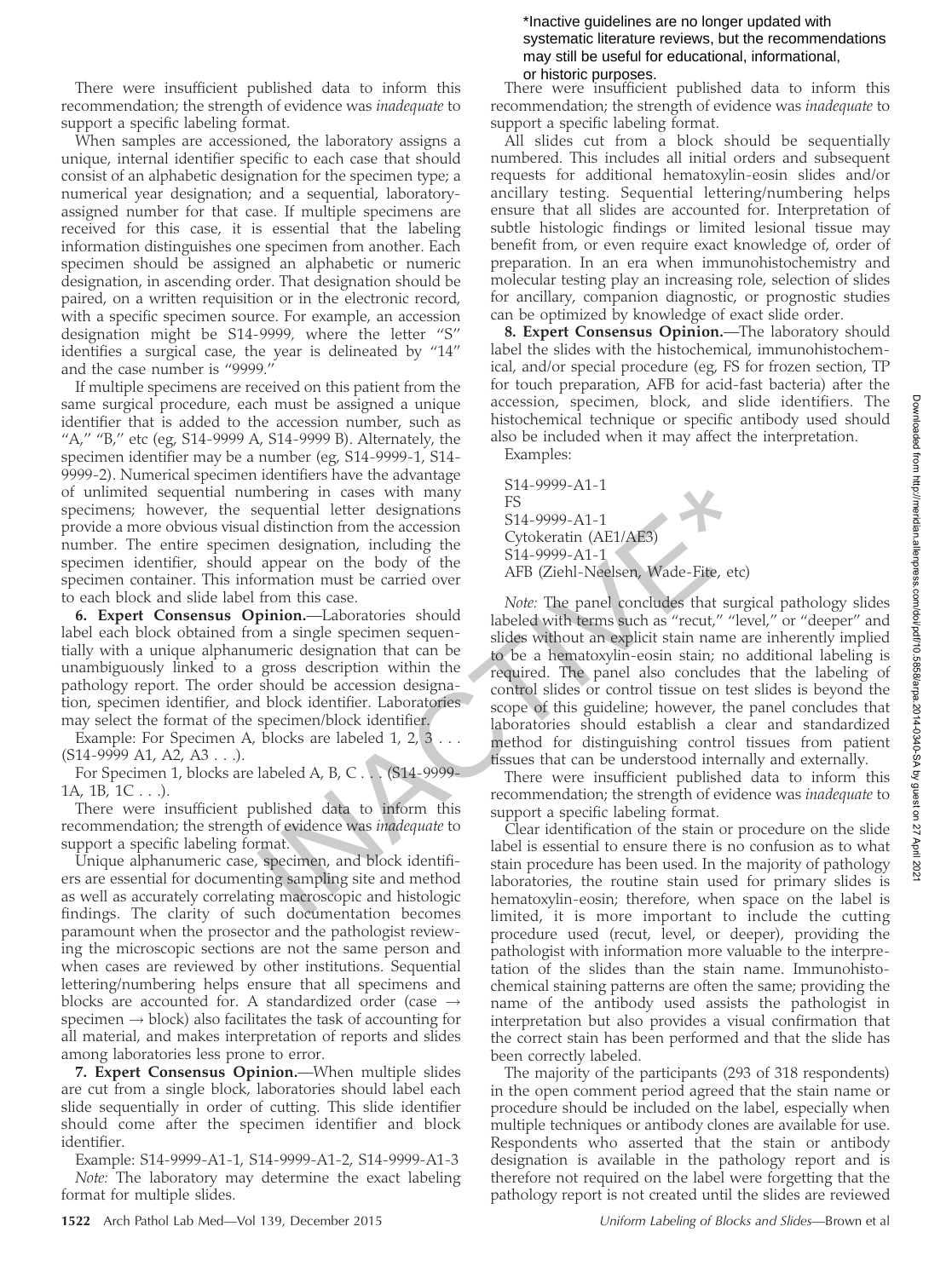There were insufficient published data to inform this recommendation; the strength of evidence was *inadequate* to support a specific labeling format.

When samples are accessioned, the laboratory assigns a unique, internal identifier specific to each case that should consist of an alphabetic designation for the specimen type; a numerical year designation; and a sequential, laboratory-assigned number for that case. If multiple specimens are received for this case, it is essential that the labeling information distinguishes one specimen from another. Each specimen should be assigned an alphabetic or numeric designation, in ascending order. That designation should be paired, on a written requisition or in the electronic record, with a specific specimen source. For example, an accession designation might be S14-9999, where the letter "S" identifies a surgical case, the year is delineated by "14" and the case number is "9999."

If multiple specimens are received on this patient from the same surgical procedure, each must be assigned a unique identifier that is added to the accession number, such as "A," "B," etc (eg, S14-9999 A, S14-9999 B). Alternately, the specimen identifier may be a number (eg, S14-9999-1, S14-9999-2). Numerical specimen identifiers have the advantage of unlimited sequential numbering in cases with many specimens; however, the sequential letter designations provide a more obvious visual distinction from the accession number. The entire specimen designation, including the specimen identifier, should appear on the body of the specimen container. This information must be carried over to each block and slide label from this case.

**6. Expert Consensus Opinion.**—Laboratories should label each block obtained from a single specimen sequentially with a unique alphanumeric designation that can be unambiguously linked to a gross description within the pathology report. The order should be accession designation, specimen identifier, and block identifier. Laboratories may select the format of the specimen/block identifier.

Example: For Specimen A, blocks are labeled 1, 2, 3 . . . (S14-9999 A1, A2, A3 . . .).

For Specimen 1, blocks are labeled A, B, C . . . (S14-9999-1A, 1B, 1C . . .).

There were insufficient published data to inform this recommendation; the strength of evidence was *inadequate* to support a specific labeling format.

Unique alphanumeric case, specimen, and block identifiers are essential for documenting sampling site and method as well as accurately correlating macroscopic and histologic findings. The clarity of such documentation becomes paramount when the prosector and the pathologist reviewing the microscopic sections are not the same person and when cases are reviewed by other institutions. Sequential lettering/numbering helps ensure that all specimens and blocks are accounted for. A standardized order (case → specimen → block) also facilitates the task of accounting for all material, and makes interpretation of reports and slides among laboratories less prone to error.

**7. Expert Consensus Opinion.**—When multiple slides are cut from a single block, laboratories should label each slide sequentially in order of cutting. This slide identifier should come after the specimen identifier and block identifier.

Example: S14-9999-A1-1, S14-9999-A1-2, S14-9999-A1-3

*Note:* The laboratory may determine the exact labeling format for multiple slides.

There were insufficient published data to inform this recommendation; the strength of evidence was *inadequate* to support a specific labeling format.

All slides cut from a block should be sequentially numbered. This includes all initial orders and subsequent requests for additional hematoxylin-eosin slides and/or ancillary testing. Sequential lettering/numbering helps ensure that all slides are accounted for. Interpretation of subtle histologic findings or limited lesional tissue may benefit from, or even require exact knowledge of, order of preparation. In an era when immunohistochemistry and molecular testing play an increasing role, selection of slides for ancillary, companion diagnostic, or prognostic studies can be optimized by knowledge of exact slide order.

**8. Expert Consensus Opinion.**—The laboratory should label the slides with the histochemical, immunohistochemical, and/or special procedure (eg, FS for frozen section, TP for touch preparation, AFB for acid-fast bacteria) after the accession, specimen, block, and slide identifiers. The histochemical technique or specific antibody used should also be included when it may affect the interpretation.

Examples:

S14-9999-A1-1
FS
S14-9999-A1-1
Cytokeratin (AE1/AE3)
S14-9999-A1-1
AFB (Ziehl-Neelsen, Wade-Fite, etc)

*Note:* The panel concludes that surgical pathology slides labeled with terms such as "recut," "level," or "deeper" and slides without an explicit stain name are inherently implied to be a hematoxylin-eosin stain; no additional labeling is required. The panel also concludes that the labeling of control slides or control tissue on test slides is beyond the scope of this guideline; however, the panel concludes that laboratories should establish a clear and standardized method for distinguishing control tissues from patient tissues that can be understood internally and externally.

There were insufficient published data to inform this recommendation; the strength of evidence was *inadequate* to support a specific labeling format.

Clear identification of the stain or procedure on the slide label is essential to ensure there is no confusion as to what stain procedure has been used. In the majority of pathology laboratories, the routine stain used for primary slides is hematoxylin-eosin; therefore, when space on the label is limited, it is more important to include the cutting procedure used (recut, level, or deeper), providing the pathologist with information more valuable to the interpretation of the slides than the stain name. Immunohistochemical staining patterns are often the same; providing the name of the antibody used assists the pathologist in interpretation but also provides a visual confirmation that the correct stain has been performed and that the slide has been correctly labeled.

The majority of the participants (293 of 318 respondents) in the open comment period agreed that the stain name or procedure should be included on the label, especially when multiple techniques or antibody clones are available for use. Respondents who asserted that the stain or antibody designation is available in the pathology report and is therefore not required on the label were forgetting that the pathology report is not created until the slides are reviewed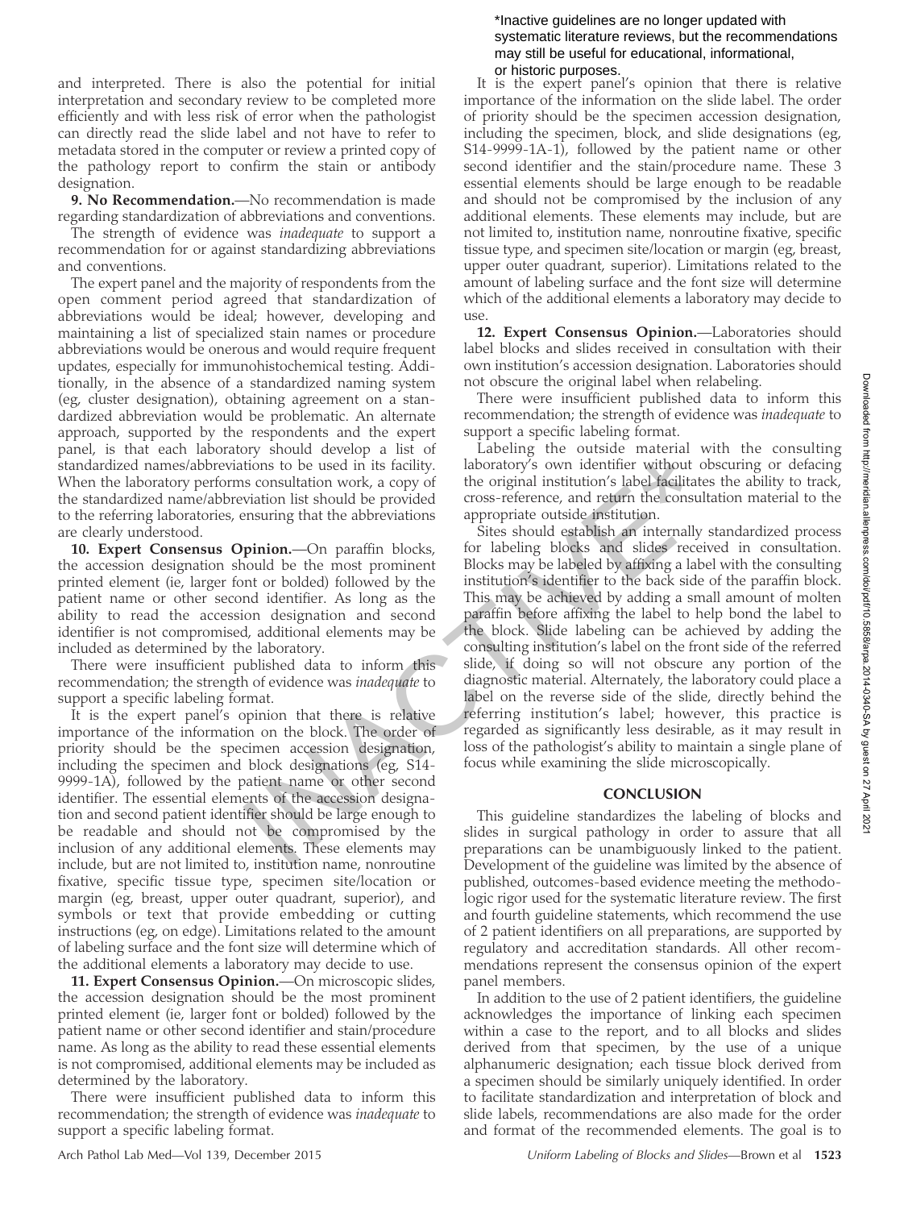and interpreted. There is also the potential for initial interpretation and secondary review to be completed more efficiently and with less risk of error when the pathologist can directly read the slide label and not have to refer to metadata stored in the computer or review a printed copy of the pathology report to confirm the stain or antibody designation.

**9. No Recommendation.**—No recommendation is made regarding standardization of abbreviations and conventions.

The strength of evidence was *inadequate* to support a recommendation for or against standardizing abbreviations and conventions.

The expert panel and the majority of respondents from the open comment period agreed that standardization of abbreviations would be ideal; however, developing and maintaining a list of specialized stain names or procedure abbreviations would be onerous and would require frequent updates, especially for immunohistochemical testing. Additionally, in the absence of a standardized naming system (eg, cluster designation), obtaining agreement on a standardized abbreviation would be problematic. An alternate approach, supported by the respondents and the expert panel, is that each laboratory should develop a list of standardized names/abbreviations to be used in its facility. When the laboratory performs consultation work, a copy of the standardized name/abbreviation list should be provided to the referring laboratories, ensuring that the abbreviations are clearly understood.

**10. Expert Consensus Opinion.**—On paraffin blocks, the accession designation should be the most prominent printed element (ie, larger font or bolded) followed by the patient name or other second identifier. As long as the ability to read the accession designation and second identifier is not compromised, additional elements may be included as determined by the laboratory.

There were insufficient published data to inform this recommendation; the strength of evidence was *inadequate* to support a specific labeling format.

It is the expert panel's opinion that there is relative importance of the information on the block. The order of priority should be the specimen accession designation, including the specimen and block designations (eg, S14-9999-1A), followed by the patient name or other second identifier. The essential elements of the accession designation and second patient identifier should be large enough to be readable and should not be compromised by the inclusion of any additional elements. These elements may include, but are not limited to, institution name, nonroutine fixative, specific tissue type, specimen site/location or margin (eg, breast, upper outer quadrant, superior), and symbols or text that provide embedding or cutting instructions (eg, on edge). Limitations related to the amount of labeling surface and the font size will determine which of the additional elements a laboratory may decide to use.

**11. Expert Consensus Opinion.**—On microscopic slides, the accession designation should be the most prominent printed element (ie, larger font or bolded) followed by the patient name or other second identifier and stain/procedure name. As long as the ability to read these essential elements is not compromised, additional elements may be included as determined by the laboratory.

There were insufficient published data to inform this recommendation; the strength of evidence was *inadequate* to support a specific labeling format.

It is the expert panel's opinion that there is relative importance of the information on the slide label. The order of priority should be the specimen accession designation, including the specimen, block, and slide designations (eg, S14-9999-1A-1), followed by the patient name or other second identifier and the stain/procedure name. These 3 essential elements should be large enough to be readable and should not be compromised by the inclusion of any additional elements. These elements may include, but are not limited to, institution name, nonroutine fixative, specific tissue type, and specimen site/location or margin (eg, breast, upper outer quadrant, superior). Limitations related to the amount of labeling surface and the font size will determine which of the additional elements a laboratory may decide to use.

**12. Expert Consensus Opinion.**—Laboratories should label blocks and slides received in consultation with their own institution's accession designation. Laboratories should not obscure the original label when relabeling.

There were insufficient published data to inform this recommendation; the strength of evidence was *inadequate* to support a specific labeling format.

Labeling the outside material with the consulting laboratory's own identifier without obscuring or defacing the original institution's label facilitates the ability to track, cross-reference, and return the consultation material to the appropriate outside institution.

Sites should establish an internally standardized process for labeling blocks and slides received in consultation. Blocks may be labeled by affixing a label with the consulting institution's identifier to the back side of the paraffin block. This may be achieved by adding a small amount of molten paraffin before affixing the label to help bond the label to the block. Slide labeling can be achieved by adding the consulting institution's label on the front side of the referred slide, if doing so will not obscure any portion of the diagnostic material. Alternately, the laboratory could place a label on the reverse side of the slide, directly behind the referring institution's label; however, this practice is regarded as significantly less desirable, as it may result in loss of the pathologist's ability to maintain a single plane of focus while examining the slide microscopically.

## CONCLUSION

This guideline standardizes the labeling of blocks and slides in surgical pathology in order to assure that all preparations can be unambiguously linked to the patient. Development of the guideline was limited by the absence of published, outcomes-based evidence meeting the methodologic rigor used for the systematic literature review. The first and fourth guideline statements, which recommend the use of 2 patient identifiers on all preparations, are supported by regulatory and accreditation standards. All other recommendations represent the consensus opinion of the expert panel members.

In addition to the use of 2 patient identifiers, the guideline acknowledges the importance of linking each specimen within a case to the report, and to all blocks and slides derived from that specimen, by the use of a unique alphanumeric designation; each tissue block derived from a specimen should be similarly uniquely identified. In order to facilitate standardization and interpretation of block and slide labels, recommendations are also made for the order and format of the recommended elements. The goal is to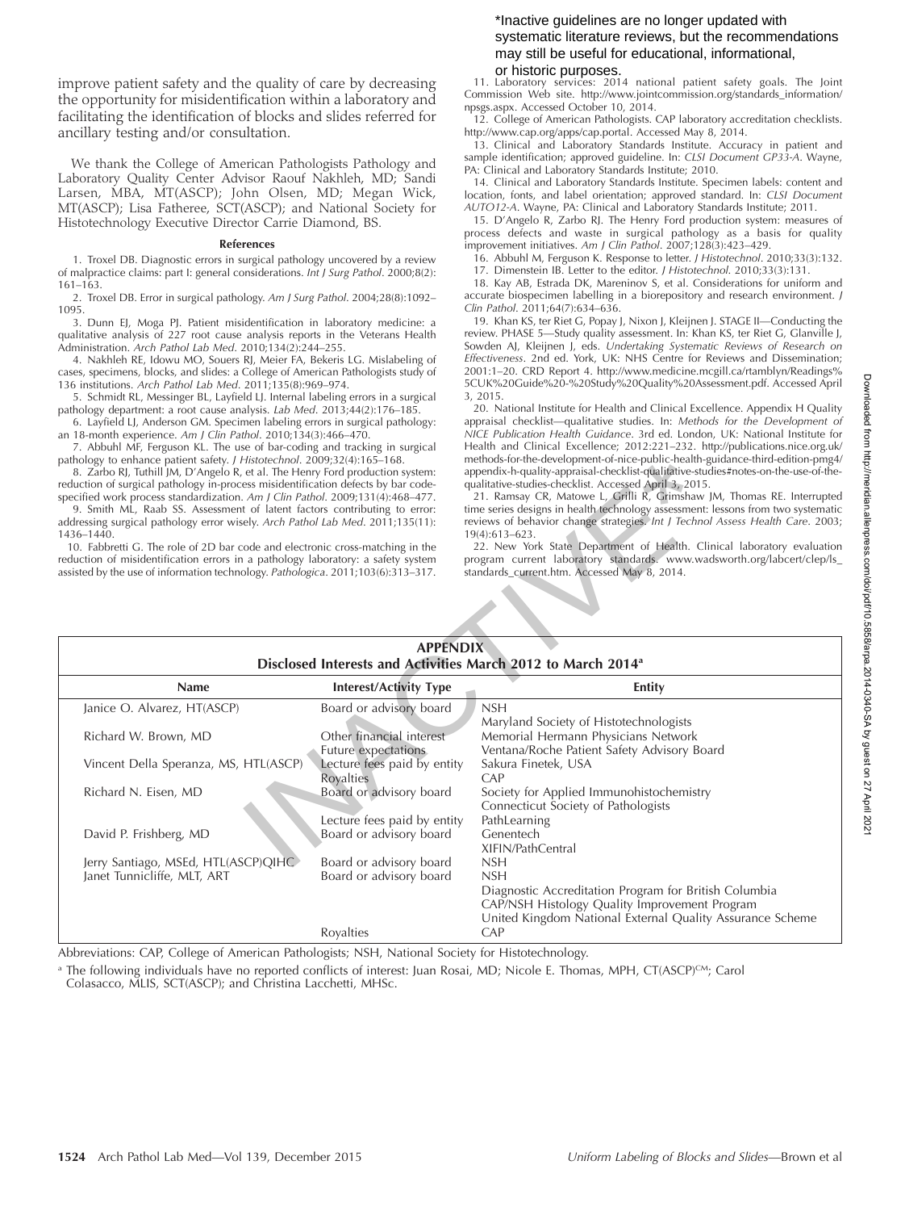*Inactive guidelines are no longer updated with systematic literature reviews, but the recommendations may still be useful for educational, informational, or historic purposes.

improve patient safety and the quality of care by decreasing the opportunity for misidentification within a laboratory and facilitating the identification of blocks and slides referred for ancillary testing and/or consultation.

We thank the College of American Pathologists Pathology and Laboratory Quality Center Advisor Raouf Nakhleh, MD; Sandi Larsen, MBA, MT(ASCP); John Olsen, MD; Megan Wick, MT(ASCP); Lisa Fatheree, SCT(ASCP); and National Society for Histotechnology Executive Director Carrie Diamond, BS.

## References

1. Troxel DB. Diagnostic errors in surgical pathology uncovered by a review of malpractice claims: part I: general considerations. *Int J Surg Pathol*. 2000;8(2):161–163.
2. Troxel DB. Error in surgical pathology. *Am J Surg Pathol*. 2004;28(8):1092–1095.
3. Dunn EJ, Moga PJ. Patient misidentification in laboratory medicine: a qualitative analysis of 227 root cause analysis reports in the Veterans Health Administration. *Arch Pathol Lab Med*. 2010;134(2):244–255.
4. Nakhleh RE, Idowu MO, Souers RJ, Meier FA, Bekeris LG. Mislabeling of cases, specimens, blocks, and slides: a College of American Pathologists study of 136 institutions. *Arch Pathol Lab Med*. 2011;135(8):969–974.
5. Schmidt RL, Messinger BL, Layfield LJ. Internal labeling errors in a surgical pathology department: a root cause analysis. *Lab Med*. 2013;44(2):176–185.
6. Layfield LJ, Anderson GM. Specimen labeling errors in surgical pathology: an 18-month experience. *Am J Clin Pathol*. 2010;134(3):466–470.
7. Abbuhl MF, Ferguson KL. The use of bar-coding and tracking in surgical pathology to enhance patient safety. *J Histotechnol*. 2009;32(4):165–168.
8. Zarbo RJ, Tuthill JM, D'Angelo R, et al. The Henry Ford production system: reduction of surgical pathology in-process misidentification defects by bar code-specified work process standardization. *Am J Clin Pathol*. 2009;131(4):468–477.
9. Smith ML, Raab SS. Assessment of latent factors contributing to error: addressing surgical pathology error wisely. *Arch Pathol Lab Med*. 2011;135(11):1436–1440.
10. Fabbretti G. The role of 2D bar code and electronic cross-matching in the reduction of misidentification errors in a pathology laboratory: a safety system assisted by the use of information technology. *Pathologica*. 2011;103(6):313–317.
11. Laboratory services: 2014 national patient safety goals. The Joint Commission Web site. http://www.jointcommission.org/standards_information/npsgs.aspx. Accessed October 10, 2014.
12. College of American Pathologists. CAP laboratory accreditation checklists. http://www.cap.org/apps/cap.portal. Accessed May 8, 2014.
13. Clinical and Laboratory Standards Institute. Accuracy in patient and sample identification; approved guideline. In: *CLSI Document GP33-A*. Wayne, PA: Clinical and Laboratory Standards Institute; 2010.
14. Clinical and Laboratory Standards Institute. Specimen labels: content and location, fonts, and label orientation; approved standard. In: *CLSI Document AUTO12-A*. Wayne, PA: Clinical and Laboratory Standards Institute; 2011.
15. D'Angelo R, Zarbo RJ. The Henry Ford production system: measures of process defects and waste in surgical pathology as a basis for quality improvement initiatives. *Am J Clin Pathol*. 2007;128(3):423–429.
16. Abbuhl M, Ferguson K. Response to letter. *J Histotechnol*. 2010;33(3):132.
17. Dimenstein IB. Letter to the editor. *J Histotechnol*. 2010;33(3):131.
18. Kay AB, Estrada DK, Mareninov S, et al. Considerations for uniform and accurate biospecimen labelling in a biorepository and research environment. *J Clin Pathol*. 2011;64(7):634–636.
19. Khan KS, ter Riet G, Popay J, Nixon J, Kleijnen J. STAGE II—Conducting the review. PHASE 5—Study quality assessment. In: Khan KS, ter Riet G, Glanville J, Sowden AJ, Kleijnen J, eds. *Undertaking Systematic Reviews of Research on Effectiveness*. 2nd ed. York, UK: NHS Centre for Reviews and Dissemination; 2001:1–20. CRD Report 4. http://www.medicine.mcgill.ca/rtamblyn/Readings%5CUK%20Guide%20-%20Study%20Quality%20Assessment.pdf. Accessed April 3, 2015.
20. National Institute for Health and Clinical Excellence. Appendix H Quality appraisal checklist—qualitative studies. In: *Methods for the Development of NICE Publication Health Guidance*. 3rd ed. London, UK: National Institute for Health and Clinical Excellence; 2012:221–232. http://publications.nice.org.uk/methods-for-the-development-of-nice-public-health-guidance-third-edition-pmg4/appendix-h-quality-appraisal-checklist-qualitative-studies#notes-on-the-use-of-the-qualitative-studies-checklist. Accessed April 3, 2015.
21. Ramsay CR, Matowe L, Grilli R, Grimshaw JM, Thomas RE. Interrupted time series designs in health technology assessment: lessons from two systematic reviews of behavior change strategies. *Int J Technol Assess Health Care*. 2003;19(4):613–623.
22. New York State Department of Health. Clinical laboratory evaluation program current laboratory standards. www.wadsworth.org/labcert/clep/ls_standards_current.htm. Accessed May 8, 2014.

## APPENDIX

**Disclosed Interests and Activities March 2012 to March 2014[a]**

| Name | Interest/Activity Type | Entity |
|---|---|---|
| Janice O. Alvarez, HT(ASCP) | Board or advisory board | NSH |
| | | Maryland Society of Histotechnologists |
| Richard W. Brown, MD | Other financial interest | Memorial Hermann Physicians Network |
| | Future expectations | Ventana/Roche Patient Safety Advisory Board |
| Vincent Della Speranza, MS, HTL(ASCP) | Lecture fees paid by entity | Sakura Finetek, USA |
| | Royalties | CAP |
| Richard N. Eisen, MD | Board or advisory board | Society for Applied Immunohistochemistry |
| | | Connecticut Society of Pathologists |
| | Lecture fees paid by entity | PathLearning |
| David P. Frishberg, MD | Board or advisory board | Genentech |
| | | XIFIN/PathCentral |
| Jerry Santiago, MSEd, HTL(ASCP)QIHC | Board or advisory board | NSH |
| Janet Tunnicliffe, MLT, ART | Board or advisory board | NSH |
| | | Diagnostic Accreditation Program for British Columbia |
| | | CAP/NSH Histology Quality Improvement Program |
| | | United Kingdom National External Quality Assurance Scheme |
| | Royalties | CAP |

Abbreviations: CAP, College of American Pathologists; NSH, National Society for Histotechnology.

[a] The following individuals have no reported conflicts of interest: Juan Rosai, MD; Nicole E. Thomas, MPH, CT(ASCP)[CM]; Carol Colasacco, MLIS, SCT(ASCP); and Christina Lacchetti, MHSc.